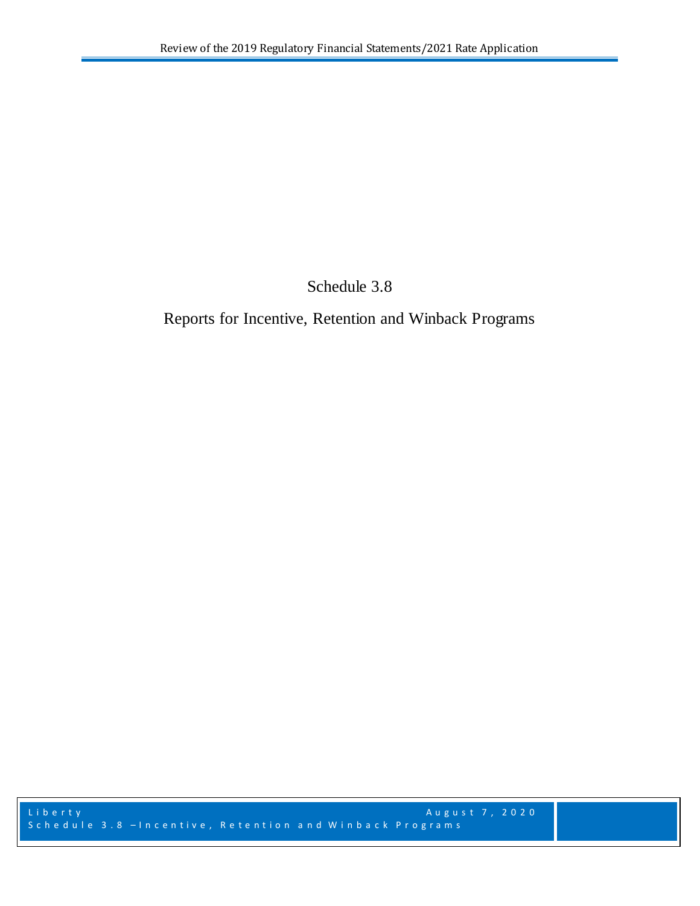# Schedule 3.8

## Reports for Incentive, Retention and Winback Programs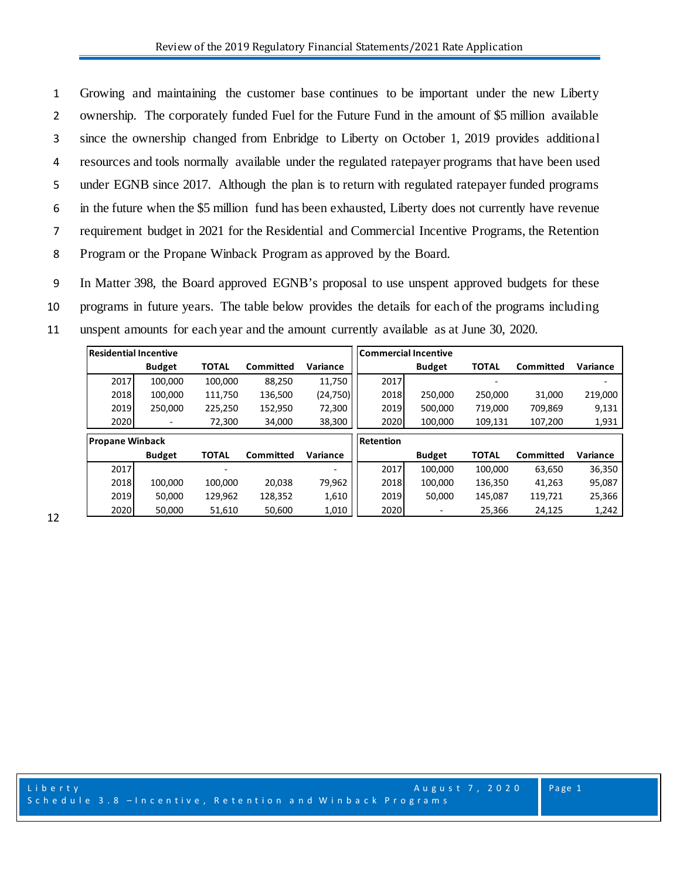Growing and maintaining the customer base continues to be important under the new Liberty ownership. The corporately funded Fuel for the Future Fund in the amount of $5 million available since the ownership changed from Enbridge to Liberty on October 1, 2019 provides additional resources and tools normally available under the regulated ratepayer programs that have been used under EGNB since 2017. Although the plan is to return with regulated ratepayer funded programs in the future when the $5 million fund has been exhausted, Liberty does not currently have revenue requirement budget in 2021 for the Residential and Commercial Incentive Programs, the Retention Program or the Propane Winback Program as approved by the Board.

In Matter 398, the Board approved EGNB's proposal to use unspent approved budgets for these programs in future years. The table below provides the details for each of the programs including unspent amounts for each year and the amount currently available as at June 30, 2020.

| **Residential Incentive** | | | | |
|---|---|---|---|---|
| | **Budget** | **TOTAL** | **Committed** | **Variance** |
| 2017 | 100,000 | 100,000 | 88,250 | 11,750 |
| 2018 | 100,000 | 111,750 | 136,500 | (24,750) |
| 2019 | 250,000 | 225,250 | 152,950 | 72,300 |
| 2020 | - | 72,300 | 34,000 | 38,300 |

| **Commercial Incentive** | | | | |
|---|---|---|---|---|
| | **Budget** | **TOTAL** | **Committed** | **Variance** |
| 2017 | | - | | - |
| 2018 | 250,000 | 250,000 | 31,000 | 219,000 |
| 2019 | 500,000 | 719,000 | 709,869 | 9,131 |
| 2020 | 100,000 | 109,131 | 107,200 | 1,931 |

| **Propane Winback** | | | | |
|---|---|---|---|---|
| | **Budget** | **TOTAL** | **Committed** | **Variance** |
| 2017 | | - | | - |
| 2018 | 100,000 | 100,000 | 20,038 | 79,962 |
| 2019 | 50,000 | 129,962 | 128,352 | 1,610 |
| 2020 | 50,000 | 51,610 | 50,600 | 1,010 |

| **Retention** | | | | |
|---|---|---|---|---|
| | **Budget** | **TOTAL** | **Committed** | **Variance** |
| 2017 | 100,000 | 100,000 | 63,650 | 36,350 |
| 2018 | 100,000 | 136,350 | 41,263 | 95,087 |
| 2019 | 50,000 | 145,087 | 119,721 | 25,366 |
| 2020 | - | 25,366 | 24,125 | 1,242 |